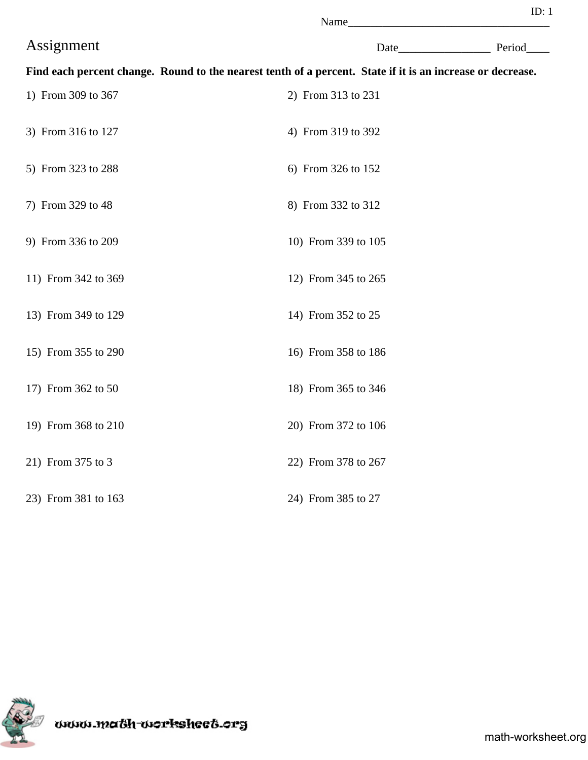ID: 1

Name___________________________________

# Assignment

Date________________ Period____

**Find each percent change. Round to the nearest tenth of a percent. State if it is an increase or decrease.**

1) From 309 to 367

2) From 313 to 231

3) From 316 to 127

4) From 319 to 392

5) From 323 to 288

6) From 326 to 152

7) From 329 to 48

8) From 332 to 312

9) From 336 to 209

10) From 339 to 105

11) From 342 to 369

12) From 345 to 265

13) From 349 to 129

14) From 352 to 25

15) From 355 to 290

16) From 358 to 186

17) From 362 to 50

18) From 365 to 346

19) From 368 to 210

20) From 372 to 106

21) From 375 to 3

22) From 378 to 267

23) From 381 to 163

24) From 385 to 27

www.math-worksheet.org

math-worksheet.org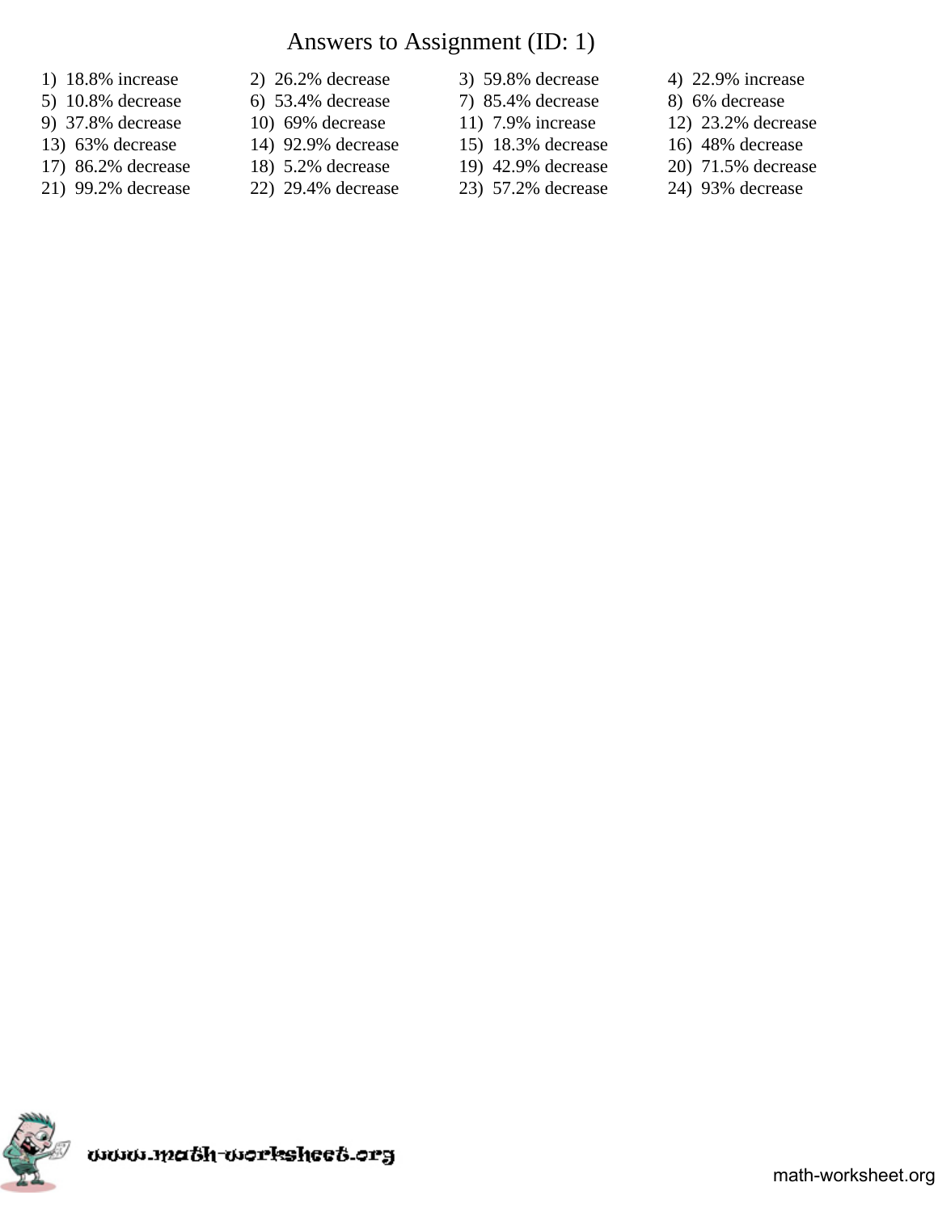# Answers to Assignment (ID: 1)

1) 18.8% increase
2) 26.2% decrease
3) 59.8% decrease
4) 22.9% increase
5) 10.8% decrease
6) 53.4% decrease
7) 85.4% decrease
8) 6% decrease
9) 37.8% decrease
10) 69% decrease
11) 7.9% increase
12) 23.2% decrease
13) 63% decrease
14) 92.9% decrease
15) 18.3% decrease
16) 48% decrease
17) 86.2% decrease
18) 5.2% decrease
19) 42.9% decrease
20) 71.5% decrease
21) 99.2% decrease
22) 29.4% decrease
23) 57.2% decrease
24) 93% decrease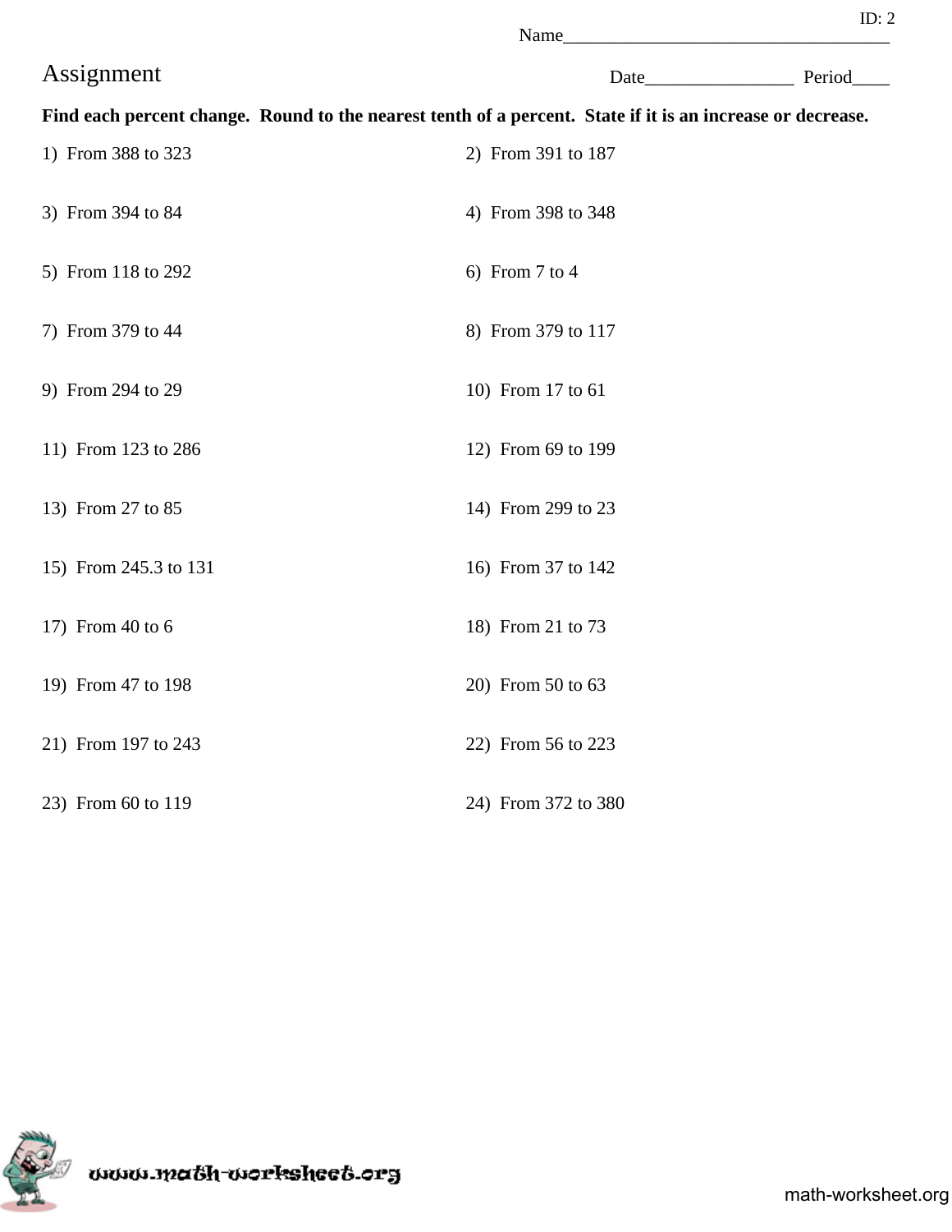ID: 2

Name___________________________________

# Assignment

Date________________ Period____

**Find each percent change. Round to the nearest tenth of a percent. State if it is an increase or decrease.**

1) From 388 to 323

2) From 391 to 187

3) From 394 to 84

4) From 398 to 348

5) From 118 to 292

6) From 7 to 4

7) From 379 to 44

8) From 379 to 117

9) From 294 to 29

10) From 17 to 61

11) From 123 to 286

12) From 69 to 199

13) From 27 to 85

14) From 299 to 23

15) From 245.3 to 131

16) From 37 to 142

17) From 40 to 6

18) From 21 to 73

19) From 47 to 198

20) From 50 to 63

21) From 197 to 243

22) From 56 to 223

23) From 60 to 119

24) From 372 to 380

www.math-worksheet.org

math-worksheet.org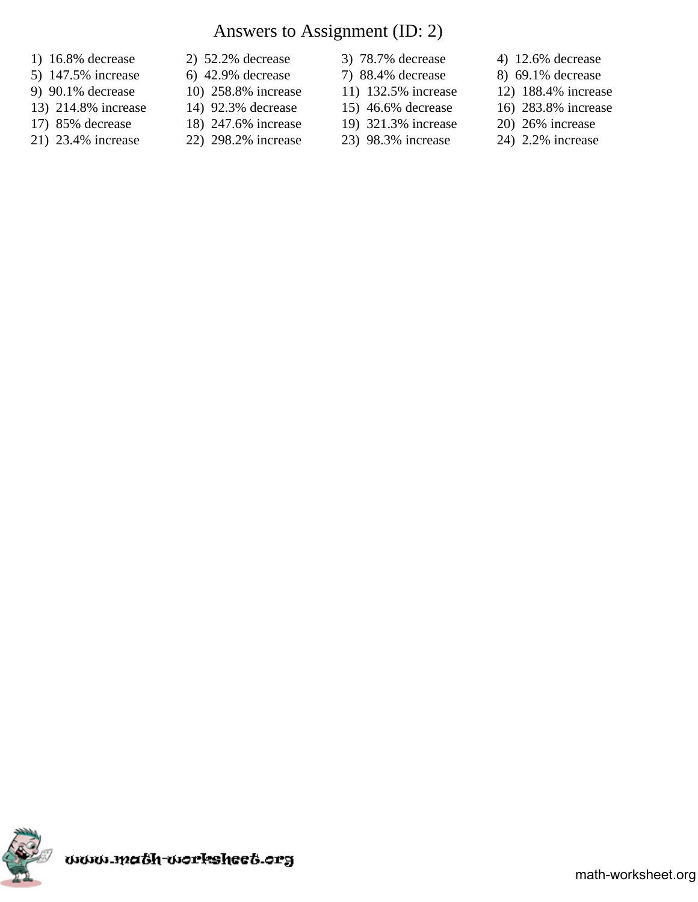# Answers to Assignment (ID: 2)

1) 16.8% decrease
2) 52.2% decrease
3) 78.7% decrease
4) 12.6% decrease
5) 147.5% increase
6) 42.9% decrease
7) 88.4% decrease
8) 69.1% decrease
9) 90.1% decrease
10) 258.8% increase
11) 132.5% increase
12) 188.4% increase
13) 214.8% increase
14) 92.3% decrease
15) 46.6% decrease
16) 283.8% increase
17) 85% decrease
18) 247.6% increase
19) 321.3% increase
20) 26% increase
21) 23.4% increase
22) 298.2% increase
23) 98.3% increase
24) 2.2% increase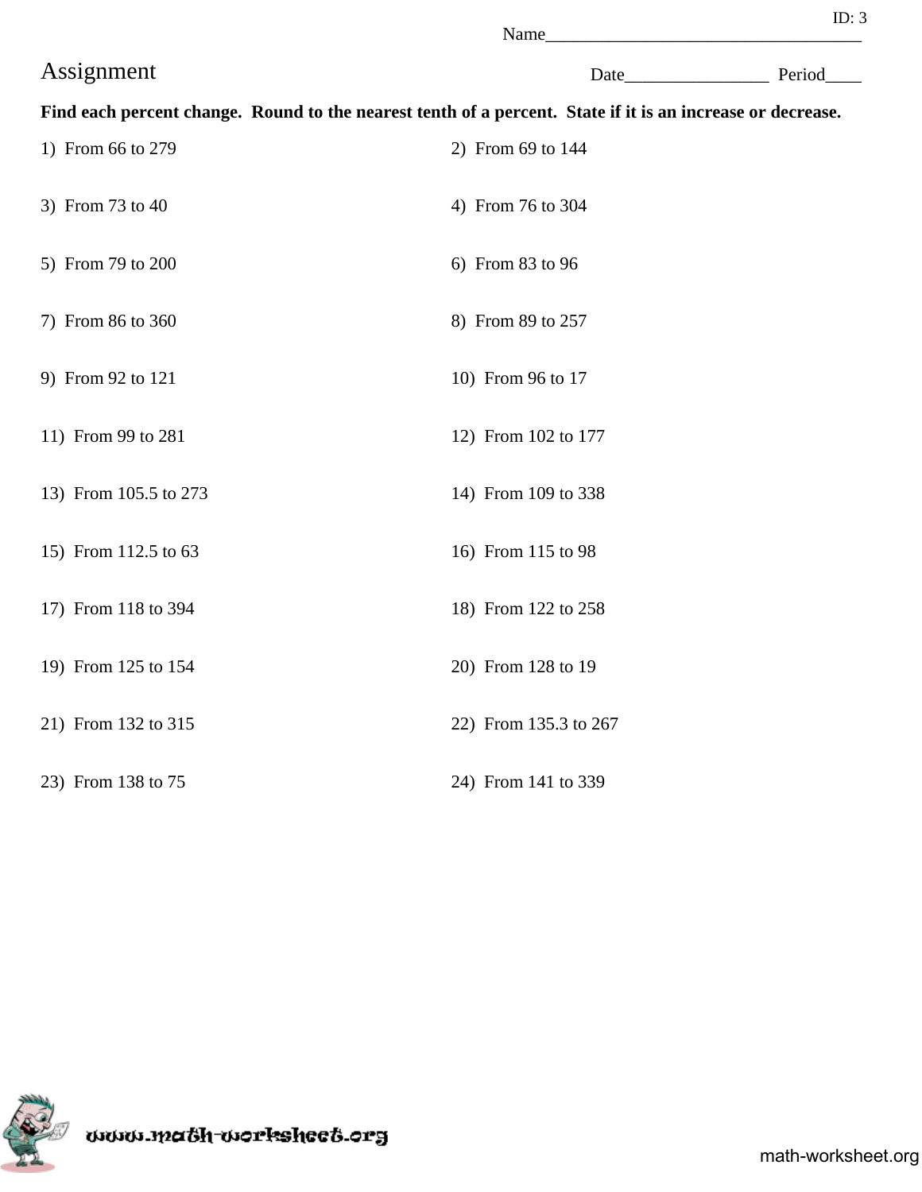ID: 3

Name___________________________________

# Assignment

Date________________ Period____

**Find each percent change. Round to the nearest tenth of a percent. State if it is an increase or decrease.**

1) From 66 to 279

2) From 69 to 144

3) From 73 to 40

4) From 76 to 304

5) From 79 to 200

6) From 83 to 96

7) From 86 to 360

8) From 89 to 257

9) From 92 to 121

10) From 96 to 17

11) From 99 to 281

12) From 102 to 177

13) From 105.5 to 273

14) From 109 to 338

15) From 112.5 to 63

16) From 115 to 98

17) From 118 to 394

18) From 122 to 258

19) From 125 to 154

20) From 128 to 19

21) From 132 to 315

22) From 135.3 to 267

23) From 138 to 75

24) From 141 to 339

www.math-worksheet.org

math-worksheet.org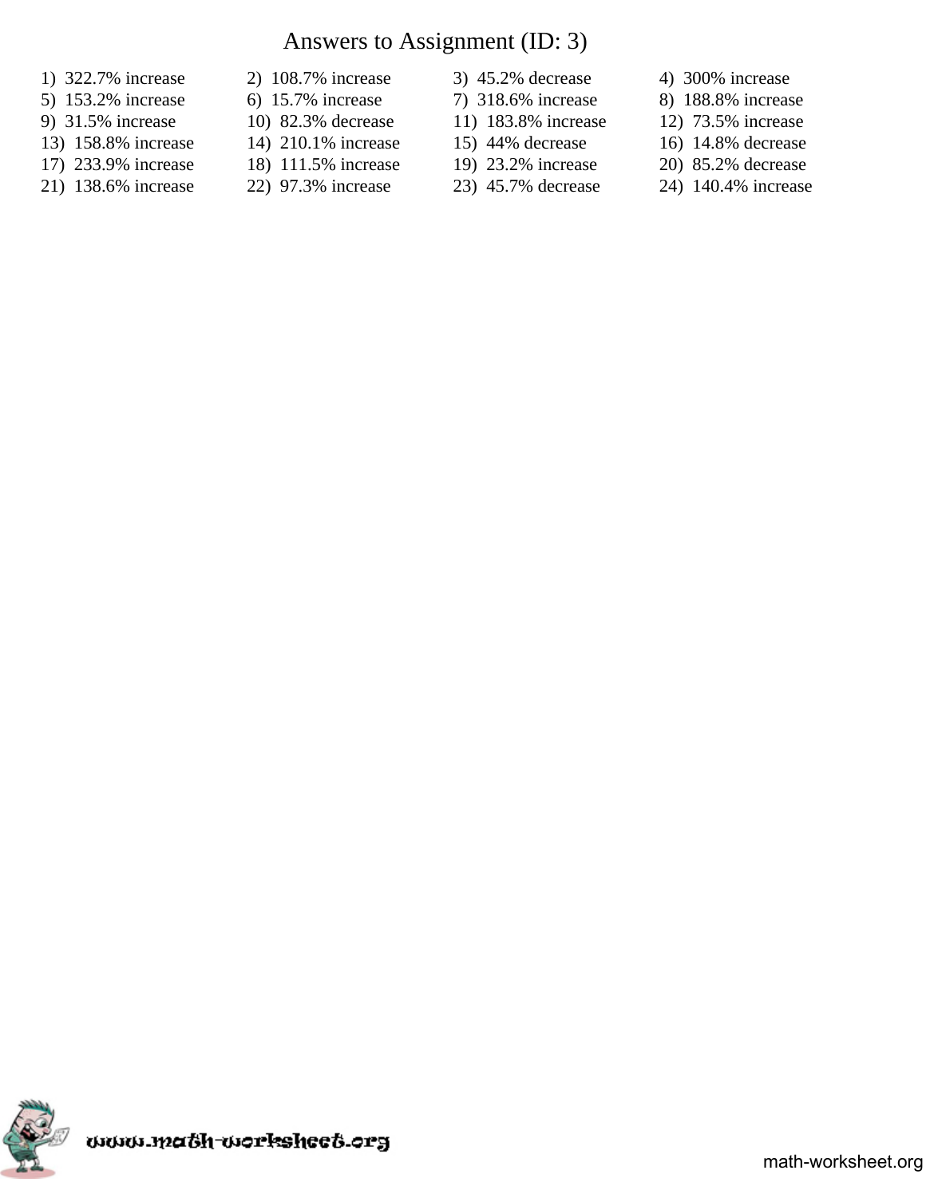# Answers to Assignment (ID: 3)

1) 322.7% increase
2) 108.7% increase
3) 45.2% decrease
4) 300% increase
5) 153.2% increase
6) 15.7% increase
7) 318.6% increase
8) 188.8% increase
9) 31.5% increase
10) 82.3% decrease
11) 183.8% increase
12) 73.5% increase
13) 158.8% increase
14) 210.1% increase
15) 44% decrease
16) 14.8% decrease
17) 233.9% increase
18) 111.5% increase
19) 23.2% increase
20) 85.2% decrease
21) 138.6% increase
22) 97.3% increase
23) 45.7% decrease
24) 140.4% increase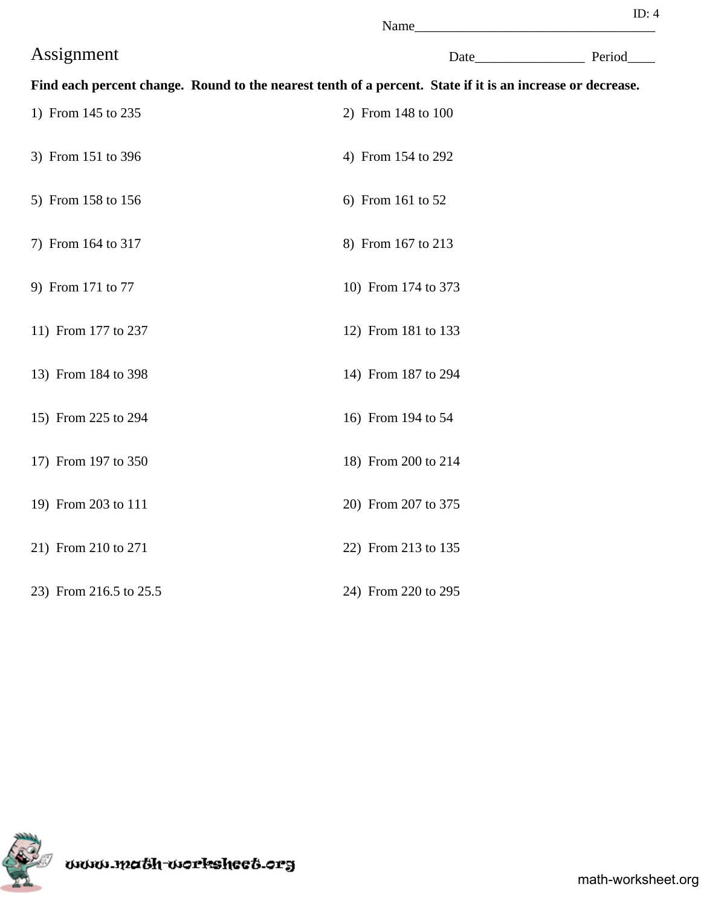ID: 4

Name___________________________________

# Assignment

Date________________ Period____

**Find each percent change. Round to the nearest tenth of a percent. State if it is an increase or decrease.**

1) From 145 to 235

2) From 148 to 100

3) From 151 to 396

4) From 154 to 292

5) From 158 to 156

6) From 161 to 52

7) From 164 to 317

8) From 167 to 213

9) From 171 to 77

10) From 174 to 373

11) From 177 to 237

12) From 181 to 133

13) From 184 to 398

14) From 187 to 294

15) From 225 to 294

16) From 194 to 54

17) From 197 to 350

18) From 200 to 214

19) From 203 to 111

20) From 207 to 375

21) From 210 to 271

22) From 213 to 135

23) From 216.5 to 25.5

24) From 220 to 295

www.math-worksheet.org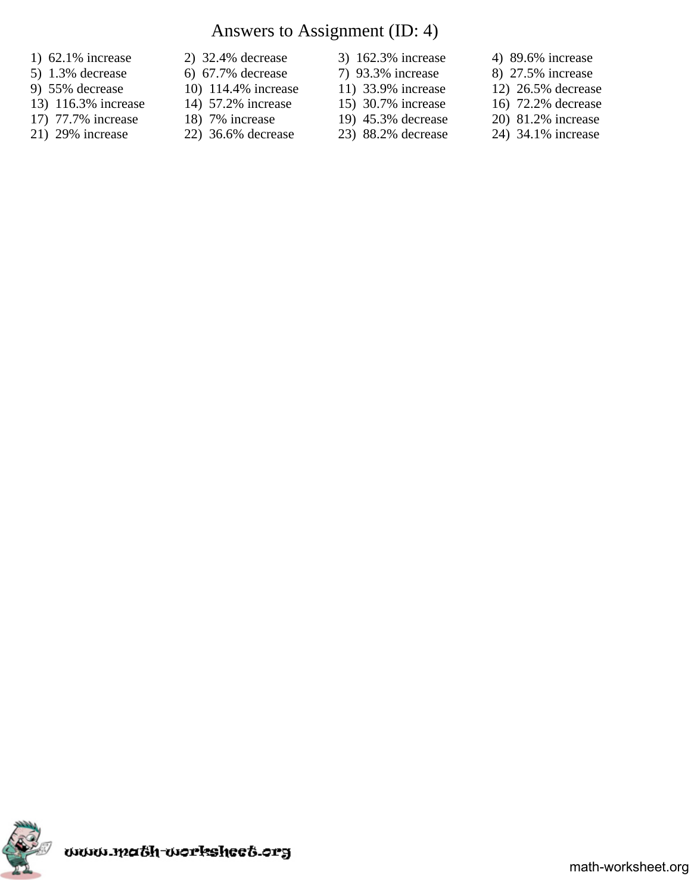# Answers to Assignment (ID: 4)

1) 62.1% increase
2) 32.4% decrease
3) 162.3% increase
4) 89.6% increase
5) 1.3% decrease
6) 67.7% decrease
7) 93.3% increase
8) 27.5% increase
9) 55% decrease
10) 114.4% increase
11) 33.9% increase
12) 26.5% decrease
13) 116.3% increase
14) 57.2% increase
15) 30.7% increase
16) 72.2% decrease
17) 77.7% increase
18) 7% increase
19) 45.3% decrease
20) 81.2% increase
21) 29% increase
22) 36.6% decrease
23) 88.2% decrease
24) 34.1% increase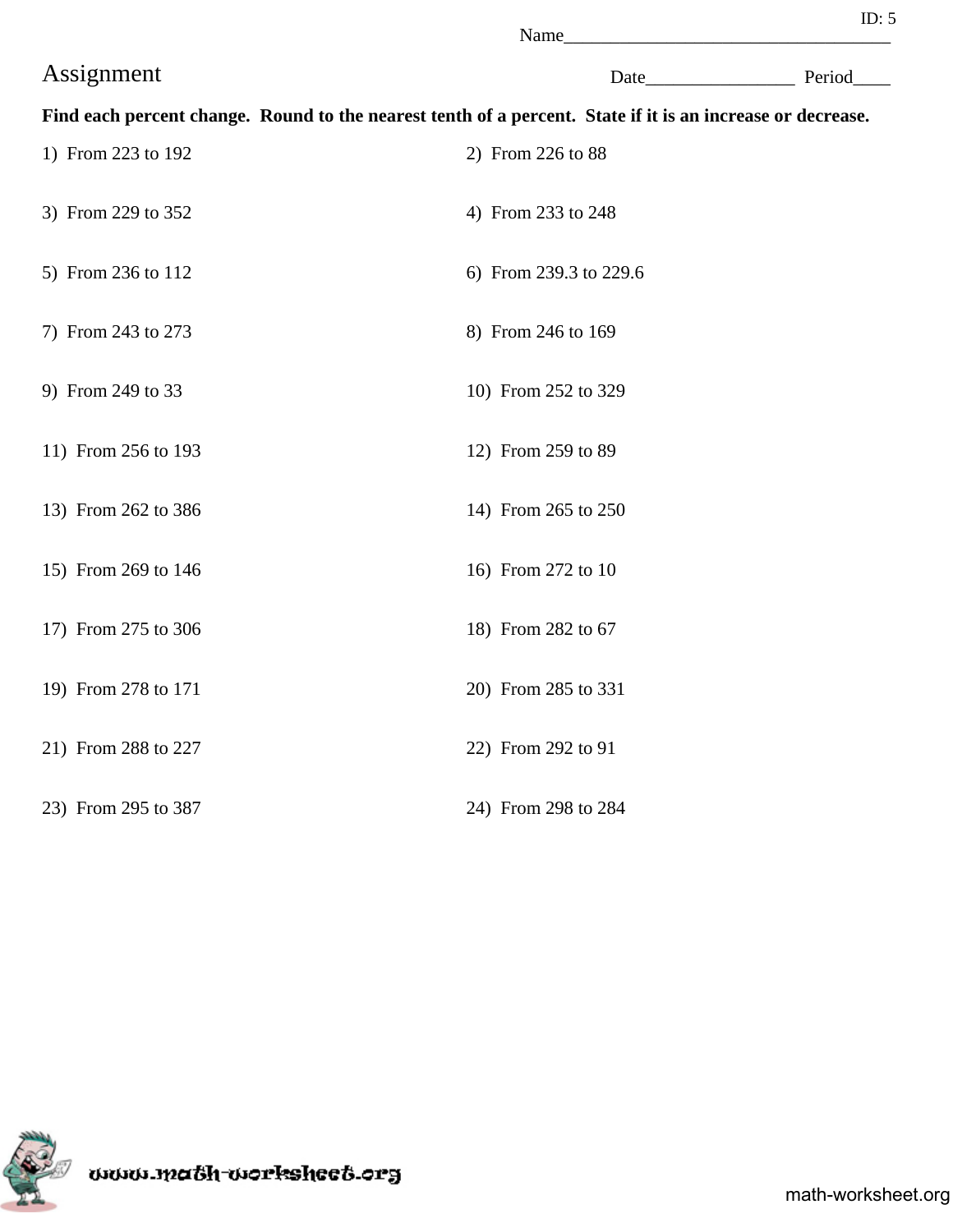ID: 5

Name___________________________________

# Assignment

Date________________ Period____

**Find each percent change. Round to the nearest tenth of a percent. State if it is an increase or decrease.**

1) From 223 to 192

2) From 226 to 88

3) From 229 to 352

4) From 233 to 248

5) From 236 to 112

6) From 239.3 to 229.6

7) From 243 to 273

8) From 246 to 169

9) From 249 to 33

10) From 252 to 329

11) From 256 to 193

12) From 259 to 89

13) From 262 to 386

14) From 265 to 250

15) From 269 to 146

16) From 272 to 10

17) From 275 to 306

18) From 282 to 67

19) From 278 to 171

20) From 285 to 331

21) From 288 to 227

22) From 292 to 91

23) From 295 to 387

24) From 298 to 284

www.math-worksheet.org

math-worksheet.org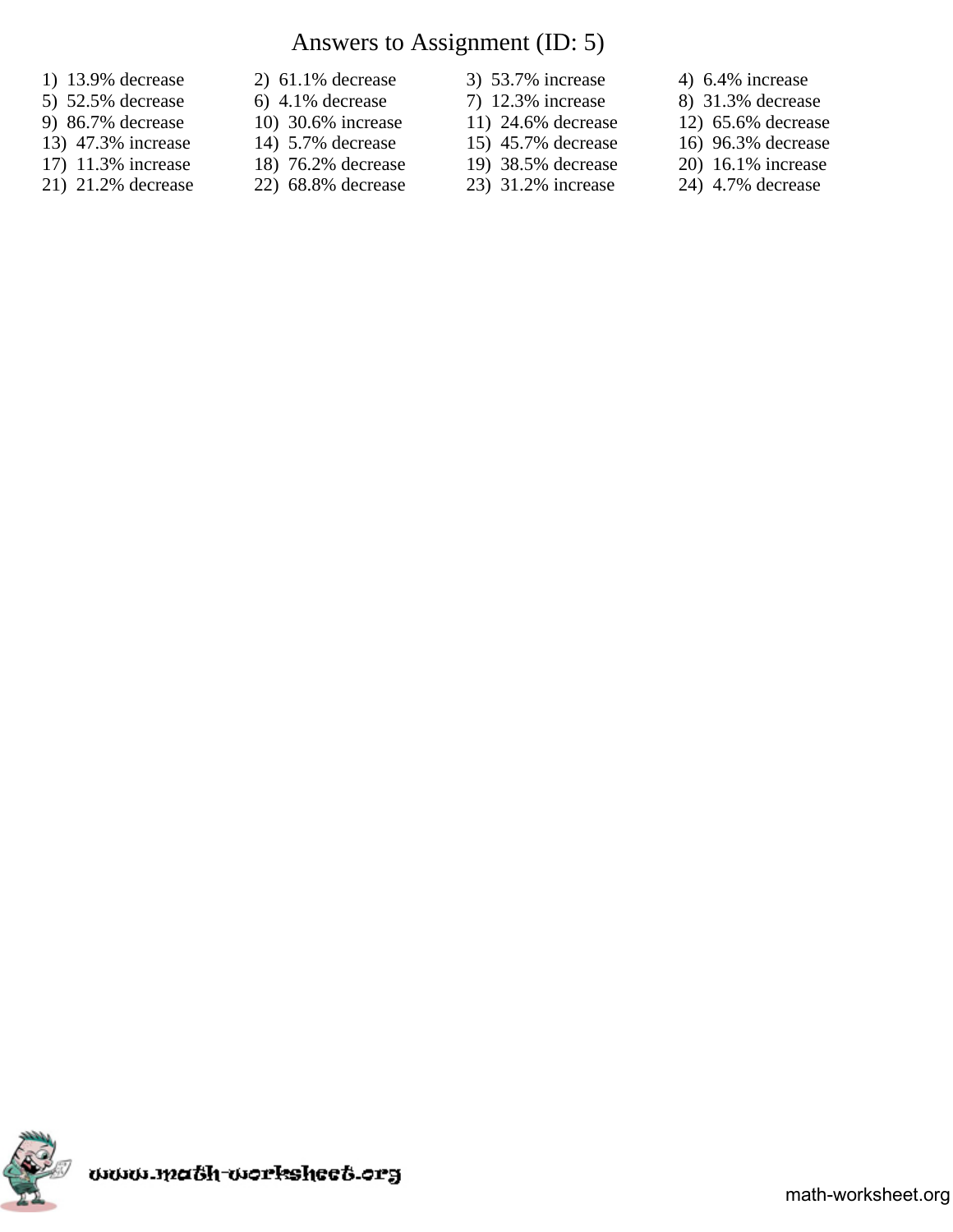# Answers to Assignment (ID: 5)

1) 13.9% decrease
2) 61.1% decrease
3) 53.7% increase
4) 6.4% increase
5) 52.5% decrease
6) 4.1% decrease
7) 12.3% increase
8) 31.3% decrease
9) 86.7% decrease
10) 30.6% increase
11) 24.6% decrease
12) 65.6% decrease
13) 47.3% increase
14) 5.7% decrease
15) 45.7% decrease
16) 96.3% decrease
17) 11.3% increase
18) 76.2% decrease
19) 38.5% decrease
20) 16.1% increase
21) 21.2% decrease
22) 68.8% decrease
23) 31.2% increase
24) 4.7% decrease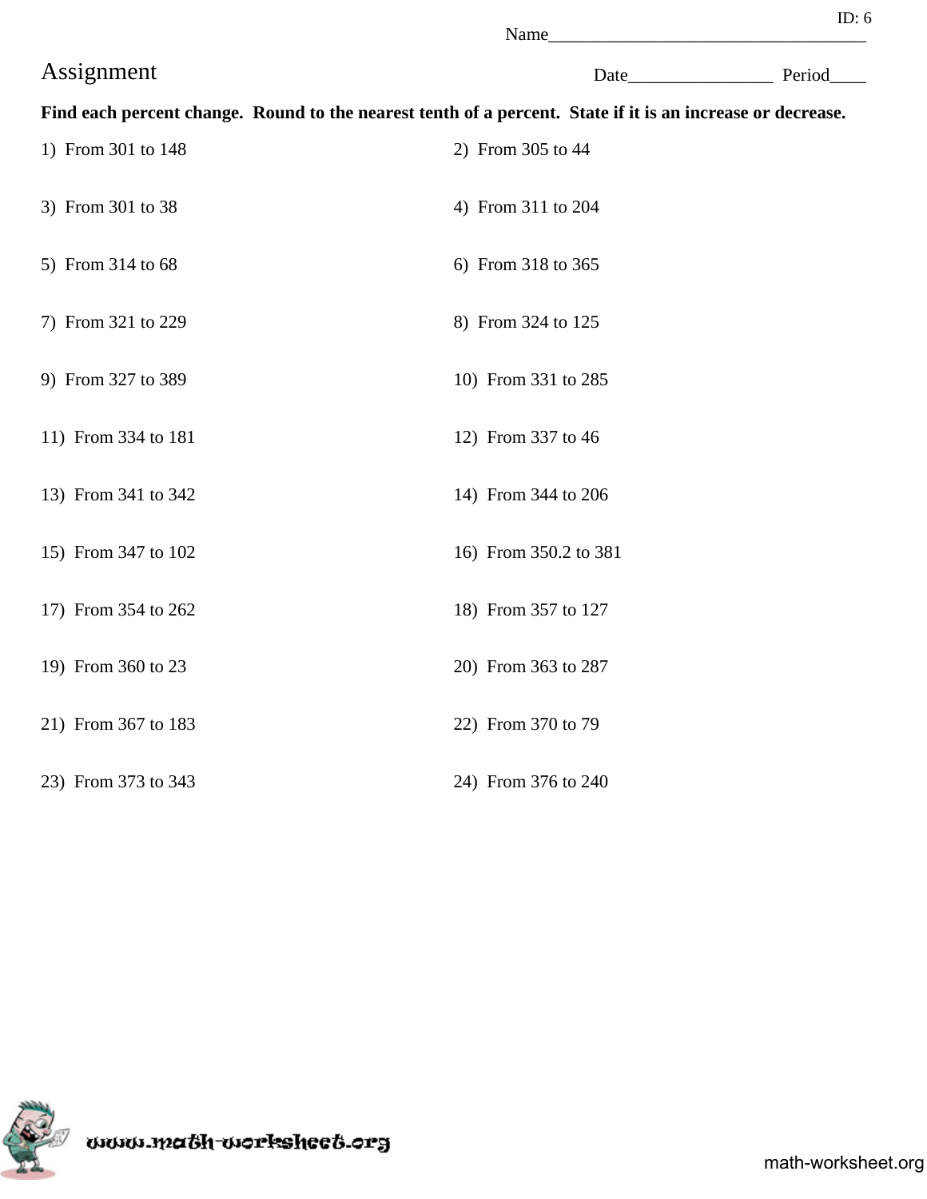ID: 6

Name___________________________________

# Assignment

Date________________ Period____

**Find each percent change. Round to the nearest tenth of a percent. State if it is an increase or decrease.**

1) From 301 to 148

2) From 305 to 44

3) From 301 to 38

4) From 311 to 204

5) From 314 to 68

6) From 318 to 365

7) From 321 to 229

8) From 324 to 125

9) From 327 to 389

10) From 331 to 285

11) From 334 to 181

12) From 337 to 46

13) From 341 to 342

14) From 344 to 206

15) From 347 to 102

16) From 350.2 to 381

17) From 354 to 262

18) From 357 to 127

19) From 360 to 23

20) From 363 to 287

21) From 367 to 183

22) From 370 to 79

23) From 373 to 343

24) From 376 to 240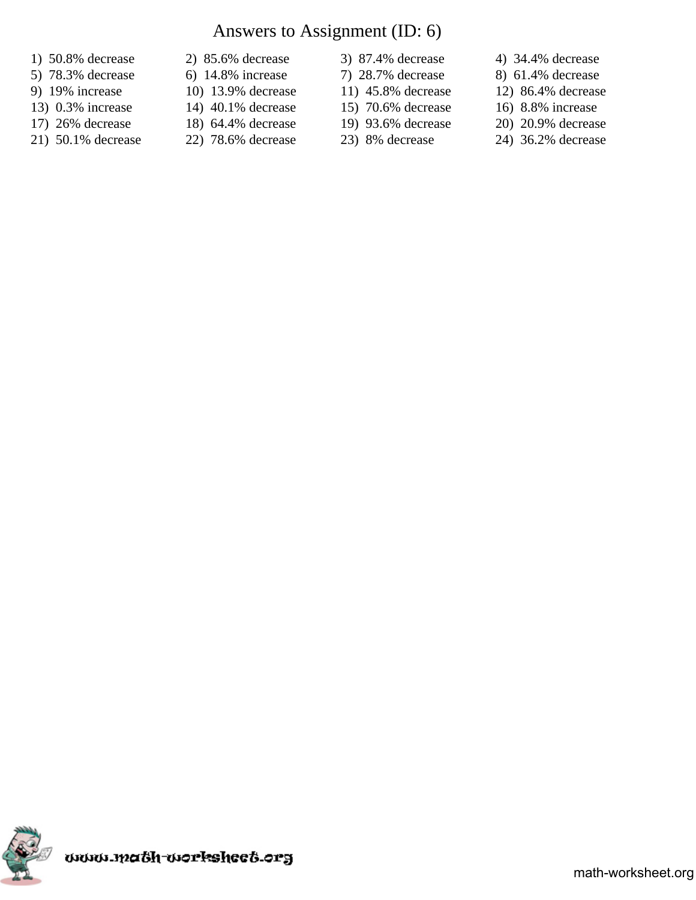# Answers to Assignment (ID: 6)

1) 50.8% decrease
2) 85.6% decrease
3) 87.4% decrease
4) 34.4% decrease
5) 78.3% decrease
6) 14.8% increase
7) 28.7% decrease
8) 61.4% decrease
9) 19% increase
10) 13.9% decrease
11) 45.8% decrease
12) 86.4% decrease
13) 0.3% increase
14) 40.1% decrease
15) 70.6% decrease
16) 8.8% increase
17) 26% decrease
18) 64.4% decrease
19) 93.6% decrease
20) 20.9% decrease
21) 50.1% decrease
22) 78.6% decrease
23) 8% decrease
24) 36.2% decrease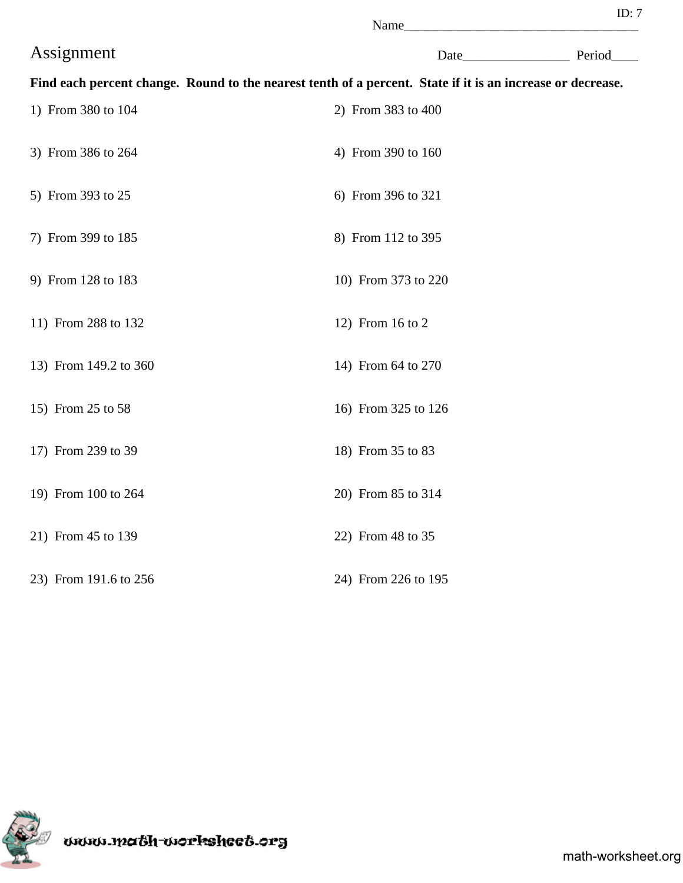ID: 7

Name___________________________________

# Assignment

Date________________ Period____

**Find each percent change. Round to the nearest tenth of a percent. State if it is an increase or decrease.**

1) From 380 to 104

2) From 383 to 400

3) From 386 to 264

4) From 390 to 160

5) From 393 to 25

6) From 396 to 321

7) From 399 to 185

8) From 112 to 395

9) From 128 to 183

10) From 373 to 220

11) From 288 to 132

12) From 16 to 2

13) From 149.2 to 360

14) From 64 to 270

15) From 25 to 58

16) From 325 to 126

17) From 239 to 39

18) From 35 to 83

19) From 100 to 264

20) From 85 to 314

21) From 45 to 139

22) From 48 to 35

23) From 191.6 to 256

24) From 226 to 195

www.math-worksheet.org

math-worksheet.org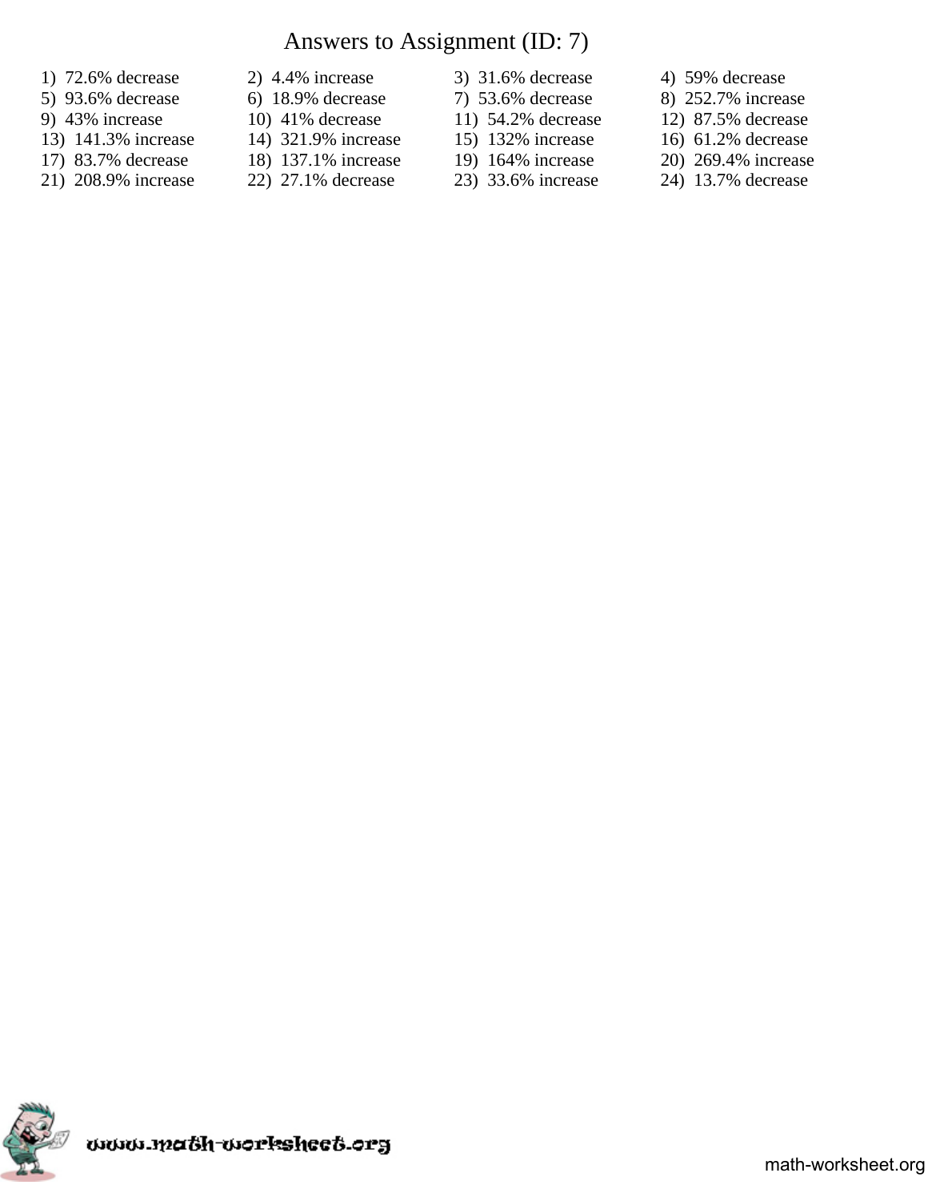# Answers to Assignment (ID: 7)

1) 72.6% decrease
2) 4.4% increase
3) 31.6% decrease
4) 59% decrease
5) 93.6% decrease
6) 18.9% decrease
7) 53.6% decrease
8) 252.7% increase
9) 43% increase
10) 41% decrease
11) 54.2% decrease
12) 87.5% decrease
13) 141.3% increase
14) 321.9% increase
15) 132% increase
16) 61.2% decrease
17) 83.7% decrease
18) 137.1% increase
19) 164% increase
20) 269.4% increase
21) 208.9% increase
22) 27.1% decrease
23) 33.6% increase
24) 13.7% decrease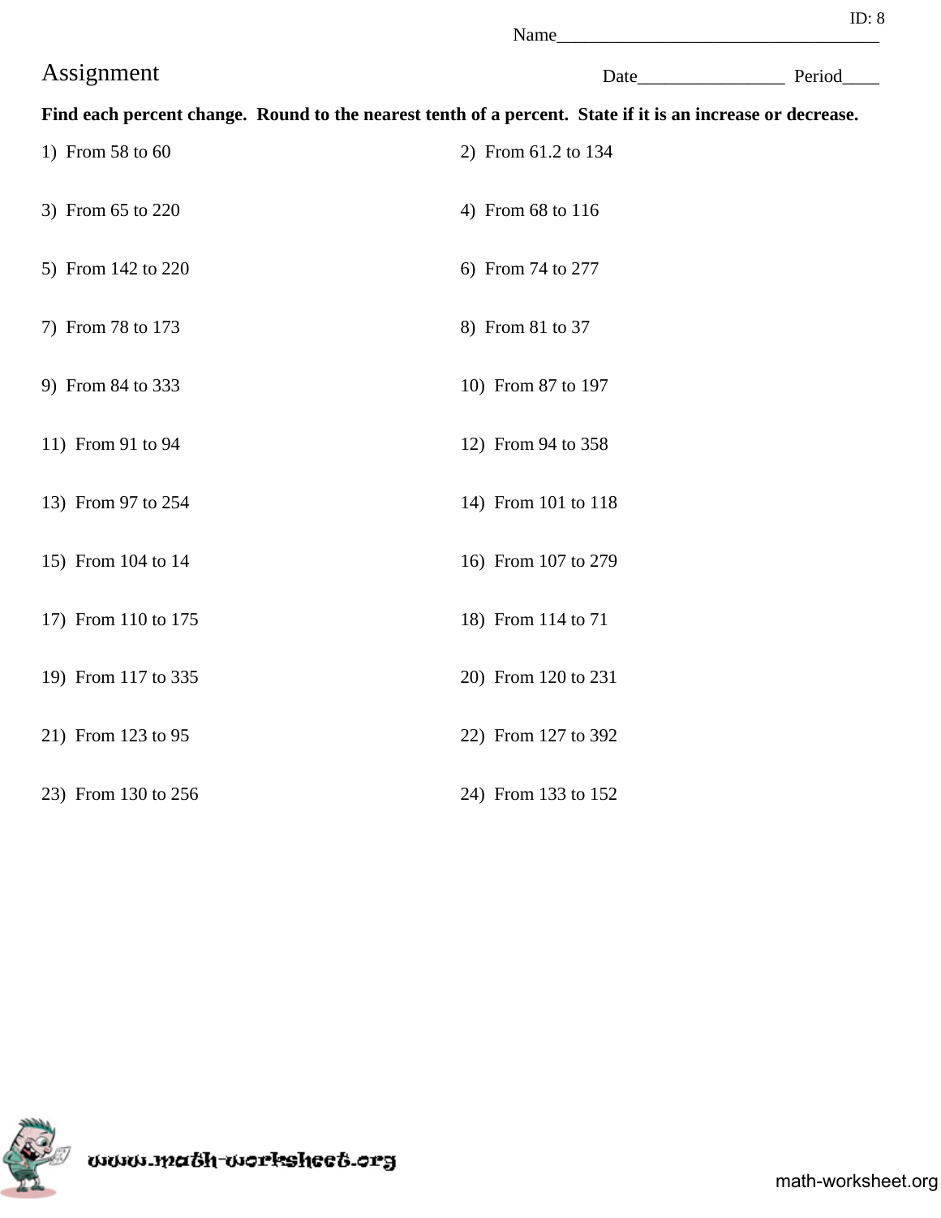ID: 8

Name____________________________________

# Assignment

Date________________ Period____

**Find each percent change. Round to the nearest tenth of a percent. State if it is an increase or decrease.**

1) From 58 to 60

2) From 61.2 to 134

3) From 65 to 220

4) From 68 to 116

5) From 142 to 220

6) From 74 to 277

7) From 78 to 173

8) From 81 to 37

9) From 84 to 333

10) From 87 to 197

11) From 91 to 94

12) From 94 to 358

13) From 97 to 254

14) From 101 to 118

15) From 104 to 14

16) From 107 to 279

17) From 110 to 175

18) From 114 to 71

19) From 117 to 335

20) From 120 to 231

21) From 123 to 95

22) From 127 to 392

23) From 130 to 256

24) From 133 to 152

www.math-worksheet.org

math-worksheet.org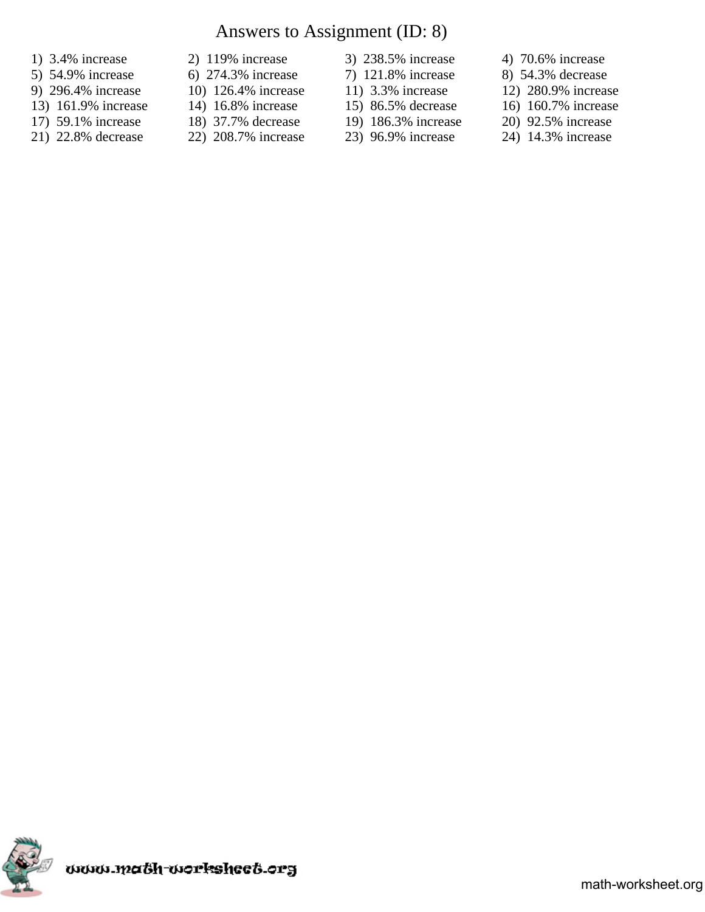# Answers to Assignment (ID: 8)

1) 3.4% increase
2) 119% increase
3) 238.5% increase
4) 70.6% increase
5) 54.9% increase
6) 274.3% increase
7) 121.8% increase
8) 54.3% decrease
9) 296.4% increase
10) 126.4% increase
11) 3.3% increase
12) 280.9% increase
13) 161.9% increase
14) 16.8% increase
15) 86.5% decrease
16) 160.7% increase
17) 59.1% increase
18) 37.7% decrease
19) 186.3% increase
20) 92.5% increase
21) 22.8% decrease
22) 208.7% increase
23) 96.9% increase
24) 14.3% increase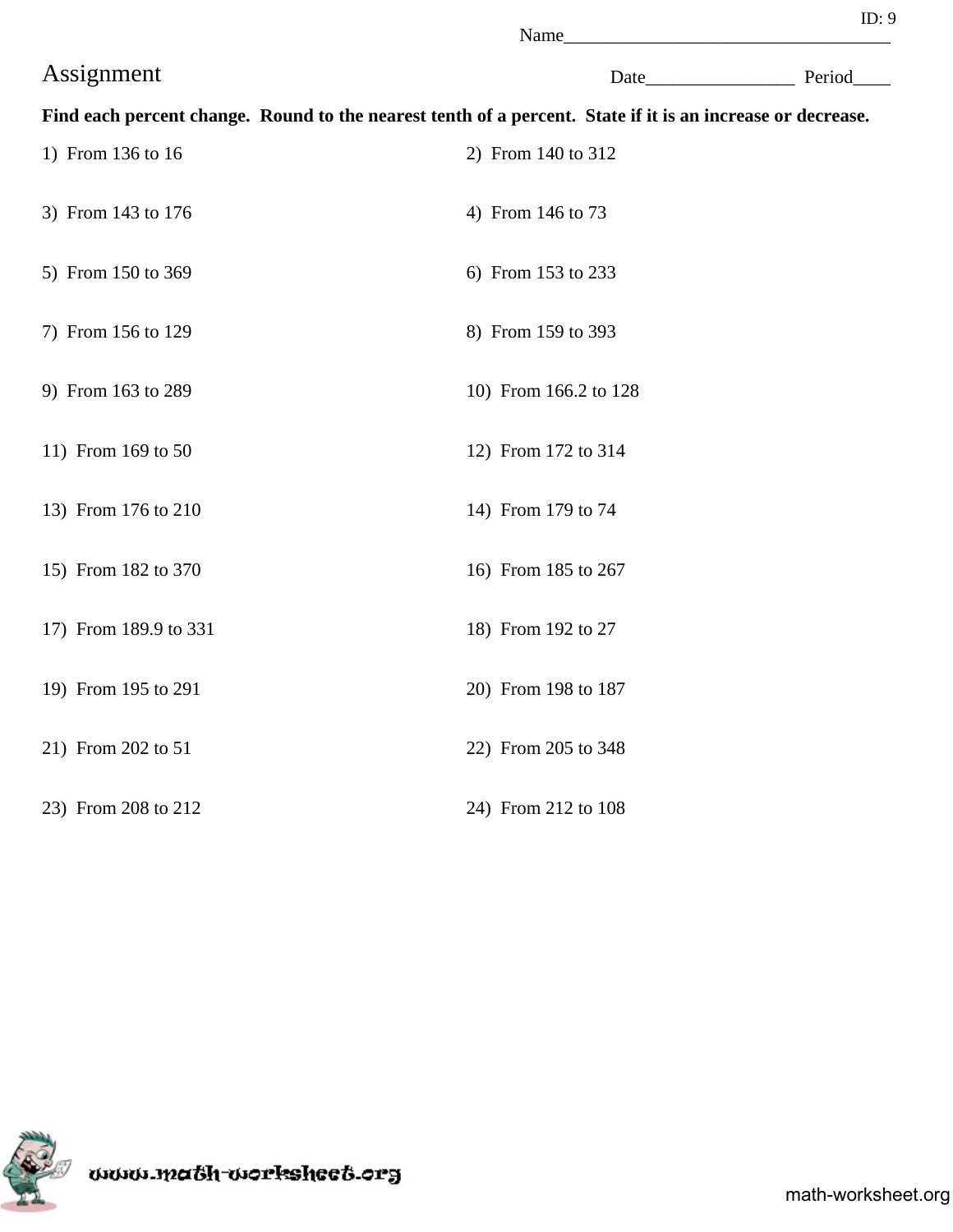ID: 9

Name___________________________________

# Assignment

Date________________ Period____

**Find each percent change. Round to the nearest tenth of a percent. State if it is an increase or decrease.**

1) From 136 to 16

2) From 140 to 312

3) From 143 to 176

4) From 146 to 73

5) From 150 to 369

6) From 153 to 233

7) From 156 to 129

8) From 159 to 393

9) From 163 to 289

10) From 166.2 to 128

11) From 169 to 50

12) From 172 to 314

13) From 176 to 210

14) From 179 to 74

15) From 182 to 370

16) From 185 to 267

17) From 189.9 to 331

18) From 192 to 27

19) From 195 to 291

20) From 198 to 187

21) From 202 to 51

22) From 205 to 348

23) From 208 to 212

24) From 212 to 108

www.math-worksheet.org

math-worksheet.org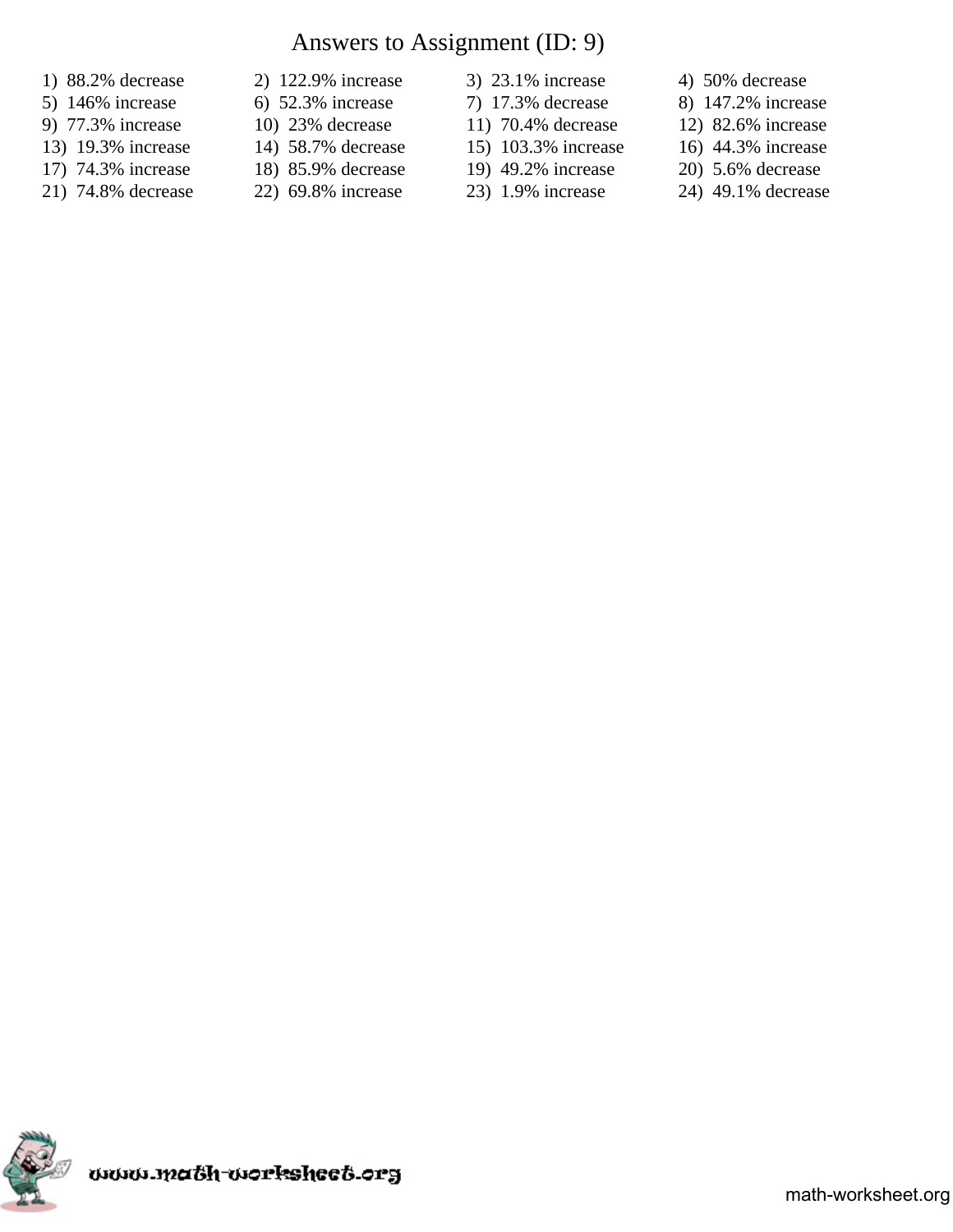# Answers to Assignment (ID: 9)

1) 88.2% decrease
2) 122.9% increase
3) 23.1% increase
4) 50% decrease
5) 146% increase
6) 52.3% increase
7) 17.3% decrease
8) 147.2% increase
9) 77.3% increase
10) 23% decrease
11) 70.4% decrease
12) 82.6% increase
13) 19.3% increase
14) 58.7% decrease
15) 103.3% increase
16) 44.3% increase
17) 74.3% increase
18) 85.9% decrease
19) 49.2% increase
20) 5.6% decrease
21) 74.8% decrease
22) 69.8% increase
23) 1.9% increase
24) 49.1% decrease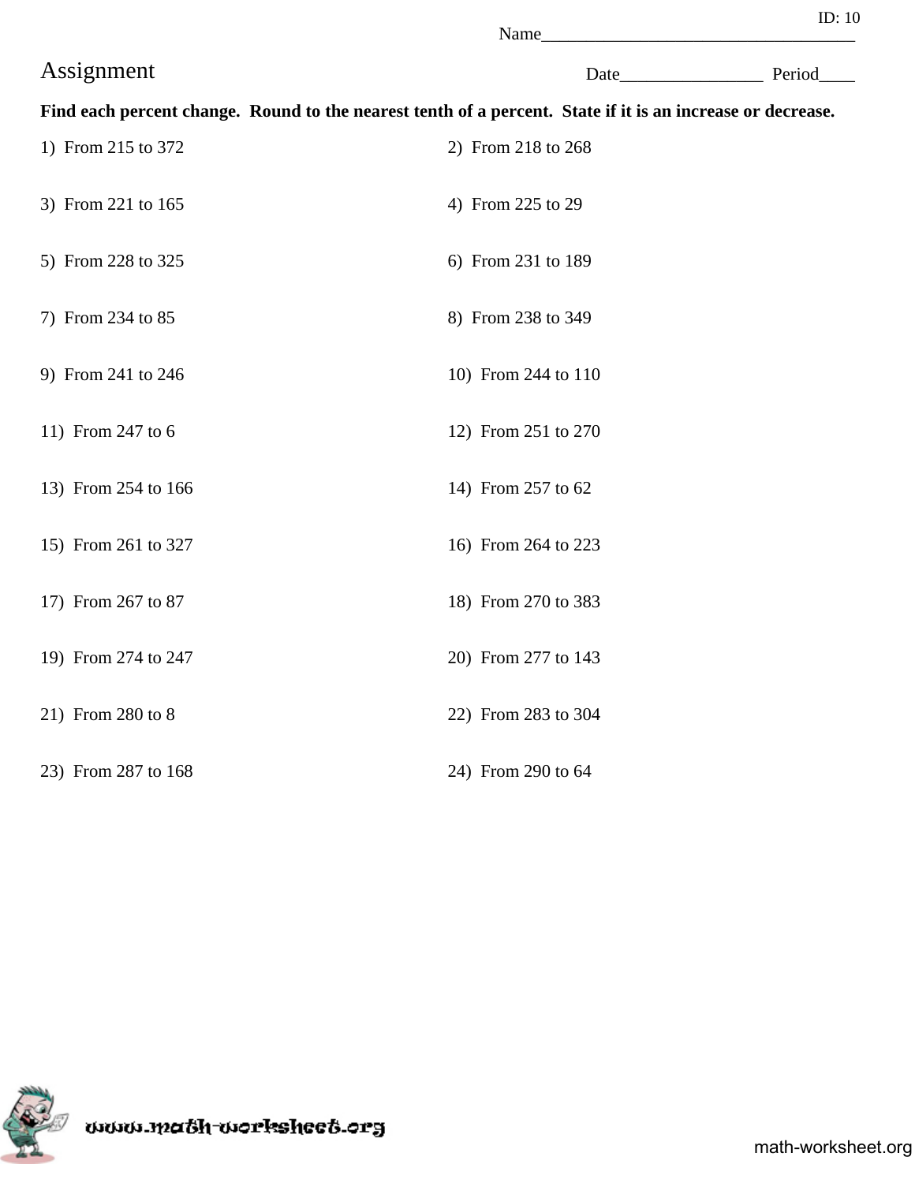ID: 10

Name___________________________________

# Assignment

Date________________ Period____

**Find each percent change. Round to the nearest tenth of a percent. State if it is an increase or decrease.**

1) From 215 to 372

2) From 218 to 268

3) From 221 to 165

4) From 225 to 29

5) From 228 to 325

6) From 231 to 189

7) From 234 to 85

8) From 238 to 349

9) From 241 to 246

10) From 244 to 110

11) From 247 to 6

12) From 251 to 270

13) From 254 to 166

14) From 257 to 62

15) From 261 to 327

16) From 264 to 223

17) From 267 to 87

18) From 270 to 383

19) From 274 to 247

20) From 277 to 143

21) From 280 to 8

22) From 283 to 304

23) From 287 to 168

24) From 290 to 64

www.math-worksheet.org

math-worksheet.org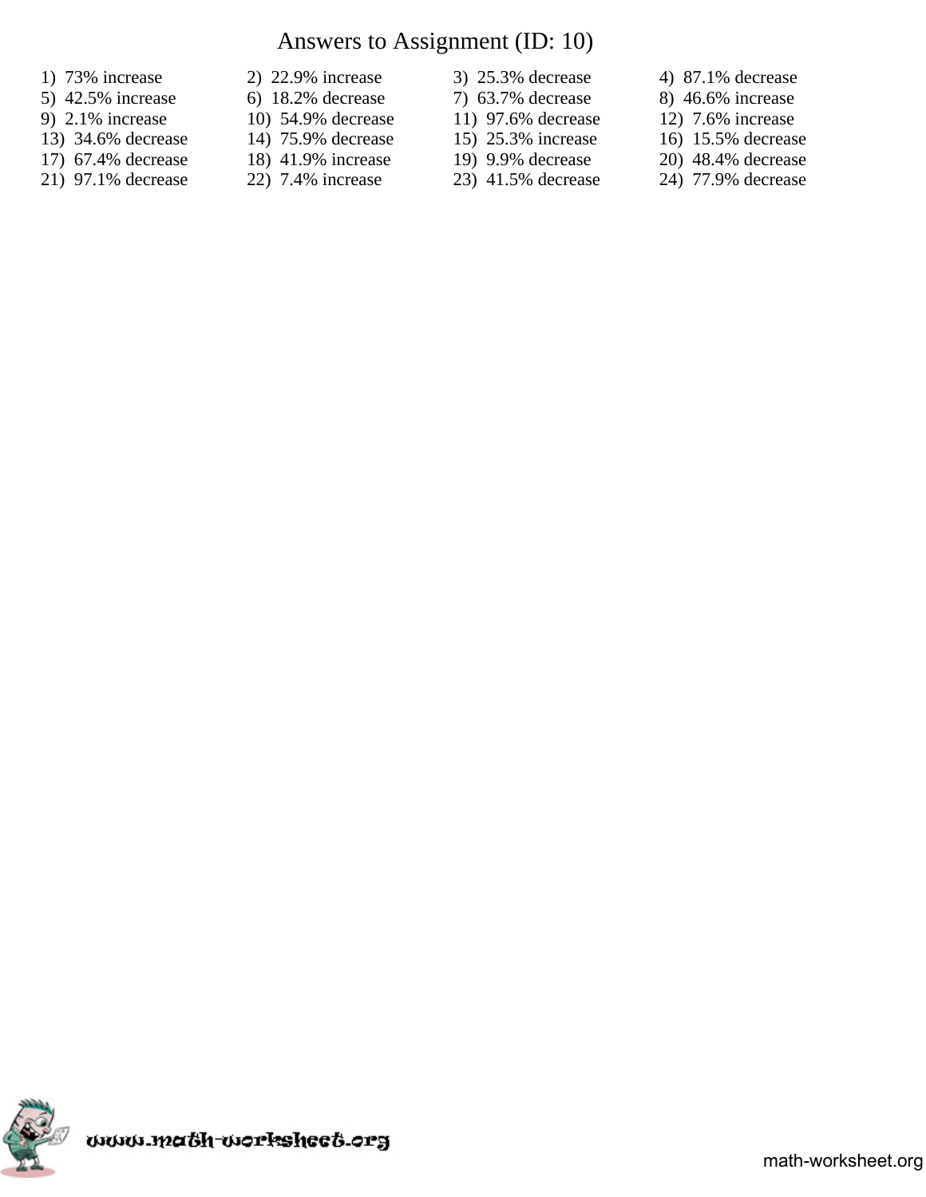# Answers to Assignment (ID: 10)

1) 73% increase
2) 22.9% increase
3) 25.3% decrease
4) 87.1% decrease
5) 42.5% increase
6) 18.2% decrease
7) 63.7% decrease
8) 46.6% increase
9) 2.1% increase
10) 54.9% decrease
11) 97.6% decrease
12) 7.6% increase
13) 34.6% decrease
14) 75.9% decrease
15) 25.3% increase
16) 15.5% decrease
17) 67.4% decrease
18) 41.9% increase
19) 9.9% decrease
20) 48.4% decrease
21) 97.1% decrease
22) 7.4% increase
23) 41.5% decrease
24) 77.9% decrease